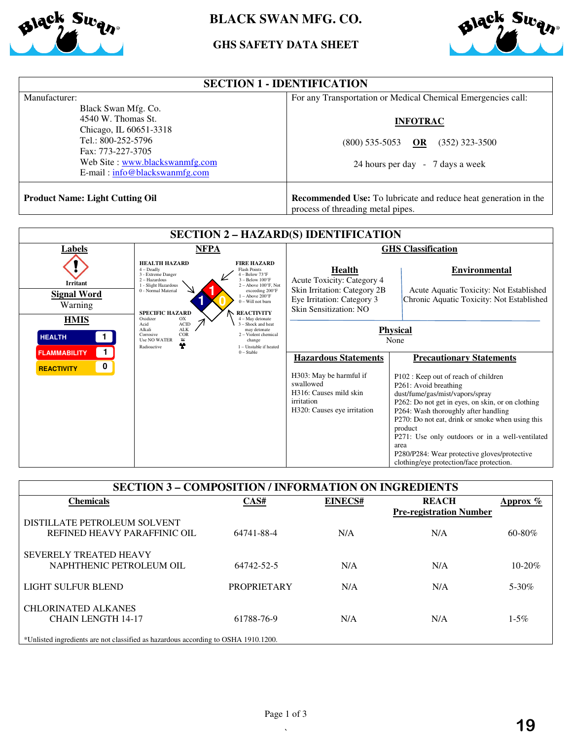# BLACK SWAN MFG. CO.

## GHS SAFETY DATA SHEET

## SECTION 1 - IDENTIFICATION

| Manufacturer: | For any Transportation or Medical Chemical Emergencies call: |
|---|---|
| Black Swan Mfg. Co.<br>4540 W. Thomas St.<br>Chicago, IL 60651-3318<br>Tel.: 800-252-5796<br>Fax: 773-227-3705<br>Web Site : www.blackswanmfg.com<br>E-mail : info@blackswanmfg.com | **INFOTRAC**<br>(800) 535-5053 **OR** (352) 323-3500<br>24 hours per day - 7 days a week |
| **Product Name: Light Cutting Oil** | **Recommended Use:** To lubricate and reduce heat generation in the process of threading metal pipes. |

## SECTION 2 – HAZARD(S) IDENTIFICATION

**Labels**

Irritant

**Signal Word**

Warning

**HMIS**

| HEALTH | 1 |
|---|---|
| FLAMMABILITY | 1 |
| REACTIVITY | 0 |

**NFPA**

Health: 1, Fire: 1, Reactivity: 0, Specific Hazard: (blank)

HEALTH HAZARD
4 – Deadly
3 - Extreme Danger
2 – Hazardous
1 - Slight Hazardous
0 - Normal Material

FIRE HAZARD
Flash Points
4 – Below 73°F
3 – Below 100°F
2 – Above 100°F, Not exceeding 200°F
1 – Above 200°F
0 – Will not burn

SPECIFIC HAZARD
Oxidizer OX
Acid ACID
Alkali ALK
Corrosive COR
Use NO WATER W
Radioactive

REACTIVITY
4 – May detonate
3 – Shock and heat may detonate
2 – Violent chemical change
1 – Unstable if heated
0 – Stable

**GHS Classification**

| Health | Environmental |
|---|---|
| Acute Toxicity: Category 4<br>Skin Irritation: Category 2B<br>Eye Irritation: Category 3<br>Skin Sensitization: NO | Acute Aquatic Toxicity: Not Established<br>Chronic Aquatic Toxicity: Not Established |

**Physical**

None

| Hazardous Statements | Precautionary Statements |
|---|---|
| H303: May be harmful if swallowed<br>H316: Causes mild skin irritation<br>H320: Causes eye irritation | P102 : Keep out of reach of children<br>P261: Avoid breathing dust/fume/gas/mist/vapors/spray<br>P262: Do not get in eyes, on skin, or on clothing<br>P264: Wash thoroughly after handling<br>P270: Do not eat, drink or smoke when using this product<br>P271: Use only outdoors or in a well-ventilated area<br>P280/P284: Wear protective gloves/protective clothing/eye protection/face protection. |

## SECTION 3 – COMPOSITION / INFORMATION ON INGREDIENTS

| Chemicals | CAS# | EINECS# | REACH Pre-registration Number | Approx % |
|---|---|---|---|---|
| DISTILLATE PETROLEUM SOLVENT REFINED HEAVY PARAFFINIC OIL | 64741-88-4 | N/A | N/A | 60-80% |
| SEVERELY TREATED HEAVY NAPHTHENIC PETROLEUM OIL | 64742-52-5 | N/A | N/A | 10-20% |
| LIGHT SULFUR BLEND | PROPRIETARY | N/A | N/A | 5-30% |
| CHLORINATED ALKANES CHAIN LENGTH 14-17 | 61788-76-9 | N/A | N/A | 1-5% |

*Unlisted ingredients are not classified as hazardous according to OSHA 1910.1200.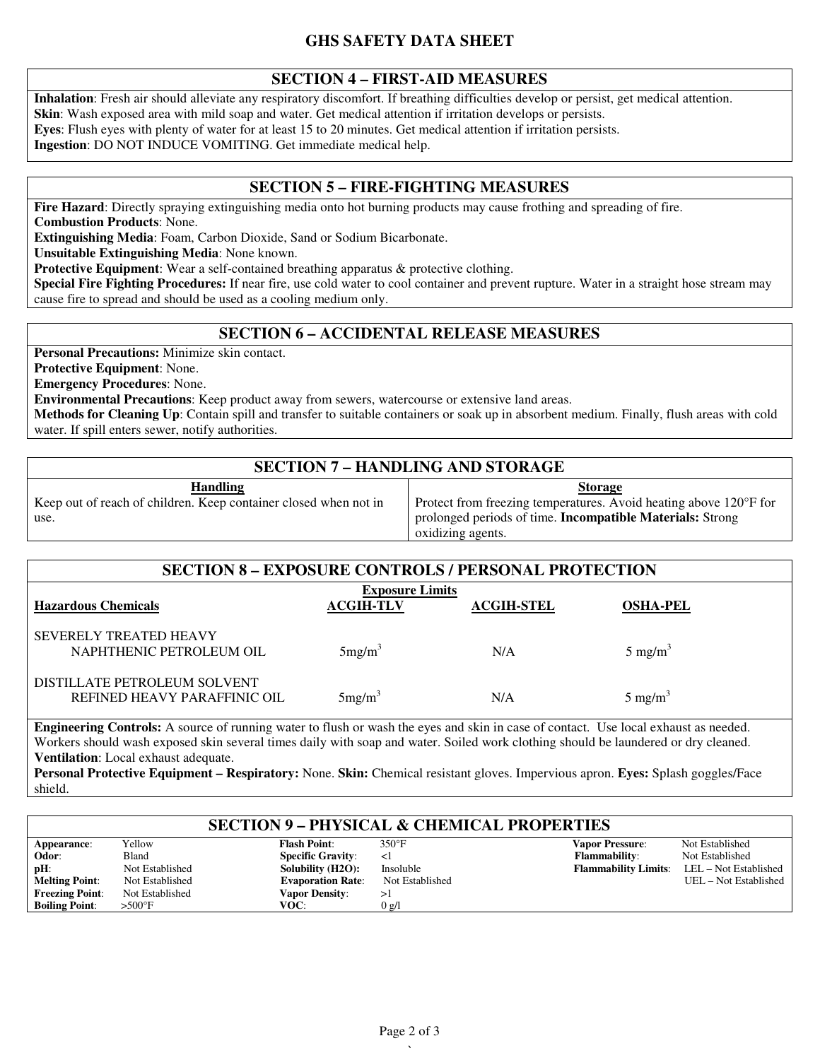# GHS SAFETY DATA SHEET

## SECTION 4 – FIRST-AID MEASURES

**Inhalation**: Fresh air should alleviate any respiratory discomfort. If breathing difficulties develop or persist, get medical attention.
**Skin**: Wash exposed area with mild soap and water. Get medical attention if irritation develops or persists.
**Eyes**: Flush eyes with plenty of water for at least 15 to 20 minutes. Get medical attention if irritation persists.
**Ingestion**: DO NOT INDUCE VOMITING. Get immediate medical help.

## SECTION 5 – FIRE-FIGHTING MEASURES

**Fire Hazard**: Directly spraying extinguishing media onto hot burning products may cause frothing and spreading of fire.
**Combustion Products**: None.
**Extinguishing Media**: Foam, Carbon Dioxide, Sand or Sodium Bicarbonate.
**Unsuitable Extinguishing Media**: None known.
**Protective Equipment**: Wear a self-contained breathing apparatus & protective clothing.
**Special Fire Fighting Procedures:** If near fire, use cold water to cool container and prevent rupture. Water in a straight hose stream may cause fire to spread and should be used as a cooling medium only.

## SECTION 6 – ACCIDENTAL RELEASE MEASURES

**Personal Precautions:** Minimize skin contact.
**Protective Equipment**: None.
**Emergency Procedures**: None.
**Environmental Precautions**: Keep product away from sewers, watercourse or extensive land areas.
**Methods for Cleaning Up**: Contain spill and transfer to suitable containers or soak up in absorbent medium. Finally, flush areas with cold water. If spill enters sewer, notify authorities.

## SECTION 7 – HANDLING AND STORAGE

| Handling | Storage |
|---|---|
| Keep out of reach of children. Keep container closed when not in use. | Protect from freezing temperatures. Avoid heating above 120°F for prolonged periods of time. **Incompatible Materials:** Strong oxidizing agents. |

## SECTION 8 – EXPOSURE CONTROLS / PERSONAL PROTECTION

| Hazardous Chemicals | Exposure Limits ACGIH-TLV | ACGIH-STEL | OSHA-PEL |
|---|---|---|---|
| SEVERELY TREATED HEAVY NAPHTHENIC PETROLEUM OIL | 5mg/m$^3$ | N/A | 5 mg/m$^3$ |
| DISTILLATE PETROLEUM SOLVENT REFINED HEAVY PARAFFINIC OIL | 5mg/m$^3$ | N/A | 5 mg/m$^3$ |

**Engineering Controls:** A source of running water to flush or wash the eyes and skin in case of contact. Use local exhaust as needed. Workers should wash exposed skin several times daily with soap and water. Soiled work clothing should be laundered or dry cleaned.
**Ventilation**: Local exhaust adequate.
**Personal Protective Equipment – Respiratory:** None. **Skin:** Chemical resistant gloves. Impervious apron. **Eyes:** Splash goggles/Face shield.

## SECTION 9 – PHYSICAL & CHEMICAL PROPERTIES

| | | | | | |
|---|---|---|---|---|---|
| **Appearance**: | Yellow | **Flash Point**: | 350°F | **Vapor Pressure**: | Not Established |
| **Odor**: | Bland | **Specific Gravity**: | <1 | **Flammability**: | Not Established |
| **pH**: | Not Established | **Solubility (H2O):** | Insoluble | **Flammability Limits**: | LEL – Not Established |
| **Melting Point**: | Not Established | **Evaporation Rate**: | Not Established | | UEL – Not Established |
| **Freezing Point**: | Not Established | **Vapor Density**: | >1 | | |
| **Boiling Point**: | >500°F | **VOC**: | 0 g/l | | |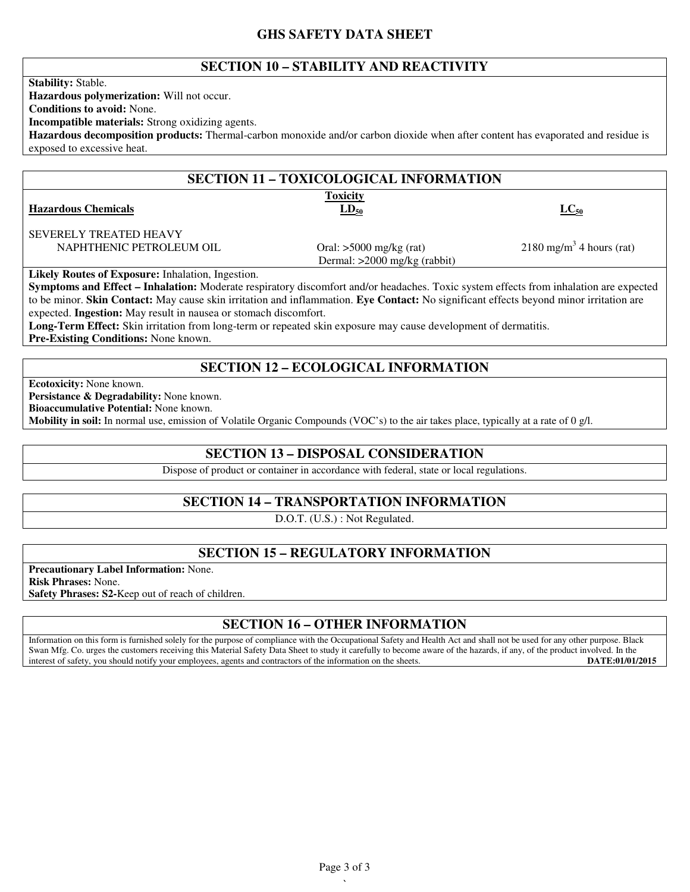# GHS SAFETY DATA SHEET

## SECTION 10 – STABILITY AND REACTIVITY

**Stability:** Stable.
**Hazardous polymerization:** Will not occur.
**Conditions to avoid:** None.
**Incompatible materials:** Strong oxidizing agents.
**Hazardous decomposition products:** Thermal-carbon monoxide and/or carbon dioxide when after content has evaporated and residue is exposed to excessive heat.

## SECTION 11 – TOXICOLOGICAL INFORMATION

| Hazardous Chemicals | Toxicity $LD_{50}$ | $LC_{50}$ |
|---|---|---|
| SEVERELY TREATED HEAVY NAPHTHENIC PETROLEUM OIL | Oral: >5000 mg/kg (rat)<br>Dermal: >2000 mg/kg (rabbit) | 2180 $mg/m^3$ 4 hours (rat) |

**Likely Routes of Exposure:** Inhalation, Ingestion.
**Symptoms and Effect – Inhalation:** Moderate respiratory discomfort and/or headaches. Toxic system effects from inhalation are expected to be minor. **Skin Contact:** May cause skin irritation and inflammation. **Eye Contact:** No significant effects beyond minor irritation are expected. **Ingestion:** May result in nausea or stomach discomfort.
**Long-Term Effect:** Skin irritation from long-term or repeated skin exposure may cause development of dermatitis.
**Pre-Existing Conditions:** None known.

## SECTION 12 – ECOLOGICAL INFORMATION

**Ecotoxicity:** None known.
**Persistance & Degradability:** None known.
**Bioaccumulative Potential:** None known.
**Mobility in soil:** In normal use, emission of Volatile Organic Compounds (VOC's) to the air takes place, typically at a rate of 0 g/l.

## SECTION 13 – DISPOSAL CONSIDERATION

Dispose of product or container in accordance with federal, state or local regulations.

## SECTION 14 – TRANSPORTATION INFORMATION

D.O.T. (U.S.) : Not Regulated.

## SECTION 15 – REGULATORY INFORMATION

**Precautionary Label Information:** None.
**Risk Phrases:** None.
**Safety Phrases: S2-**Keep out of reach of children.

## SECTION 16 – OTHER INFORMATION

Information on this form is furnished solely for the purpose of compliance with the Occupational Safety and Health Act and shall not be used for any other purpose. Black Swan Mfg. Co. urges the customers receiving this Material Safety Data Sheet to study it carefully to become aware of the hazards, if any, of the product involved. In the interest of safety, you should notify your employees, agents and contractors of the information on the sheets. **DATE:01/01/2015**